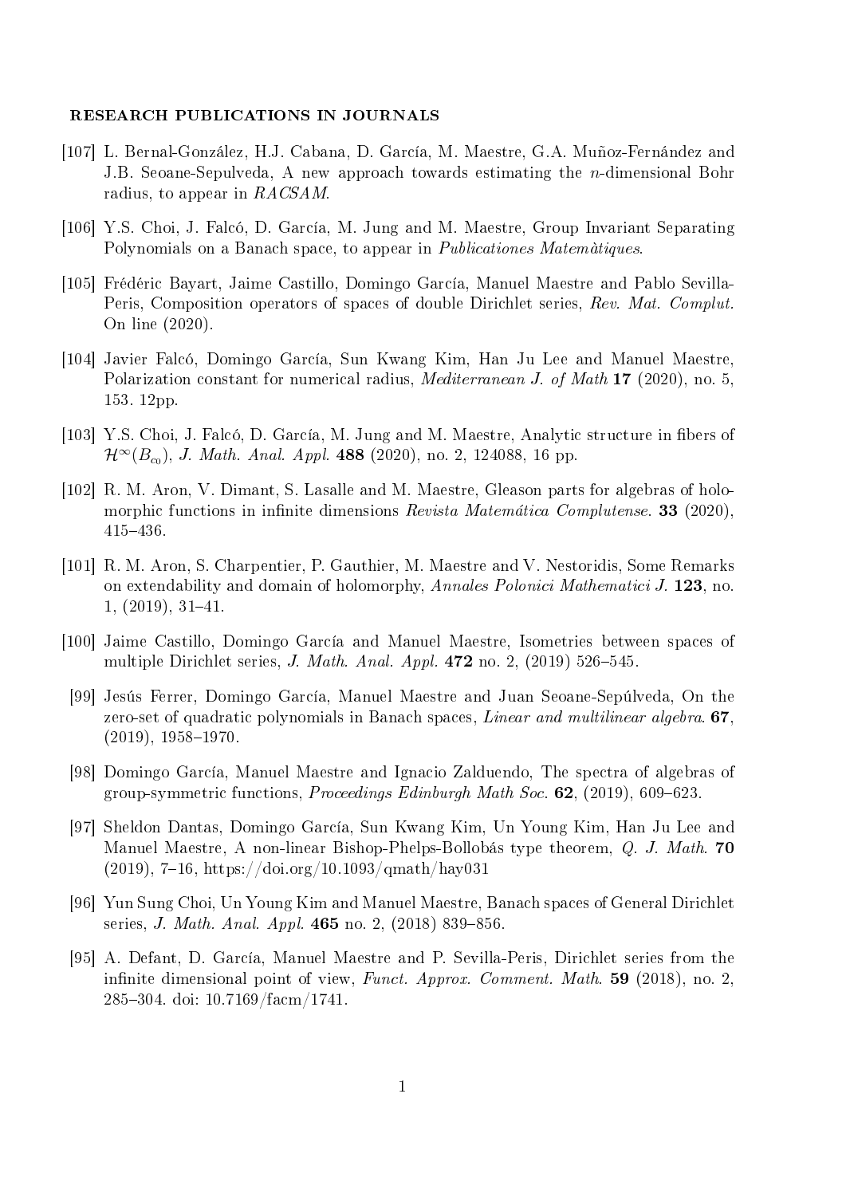## RESEARCH PUBLICATIONS IN JOURNALS

[107] L. Bernal-González, H.J. Cabana, D. García, M. Maestre, G.A. Muñoz-Fernández and J.B. Seoane-Sepulveda, A new approach towards estimating the $n$-dimensional Bohr radius, to appear in *RACSAM*.

[106] Y.S. Choi, J. Falcó, D. García, M. Jung and M. Maestre, Group Invariant Separating Polynomials on a Banach space, to appear in *Publicationes Matemàtiques*.

[105] Frédéric Bayart, Jaime Castillo, Domingo García, Manuel Maestre and Pablo Sevilla-Peris, Composition operators of spaces of double Dirichlet series, *Rev. Mat. Complut.* On line (2020).

[104] Javier Falcó, Domingo García, Sun Kwang Kim, Han Ju Lee and Manuel Maestre, Polarization constant for numerical radius, *Mediterranean J. of Math* **17** (2020), no. 5, 153. 12pp.

[103] Y.S. Choi, J. Falcó, D. García, M. Jung and M. Maestre, Analytic structure in fibers of $\mathcal{H}^\infty(B_{c_0})$, *J. Math. Anal. Appl.* **488** (2020), no. 2, 124088, 16 pp.

[102] R. M. Aron, V. Dimant, S. Lasalle and M. Maestre, Gleason parts for algebras of holomorphic functions in infinite dimensions *Revista Matemática Complutense*. **33** (2020), 415–436.

[101] R. M. Aron, S. Charpentier, P. Gauthier, M. Maestre and V. Nestoridis, Some Remarks on extendability and domain of holomorphy, *Annales Polonici Mathematici J.* **123**, no. 1, (2019), 31–41.

[100] Jaime Castillo, Domingo García and Manuel Maestre, Isometries between spaces of multiple Dirichlet series, *J. Math. Anal. Appl.* **472** no. 2, (2019) 526–545.

[99] Jesús Ferrer, Domingo García, Manuel Maestre and Juan Seoane-Sepúlveda, On the zero-set of quadratic polynomials in Banach spaces, *Linear and multilinear algebra*. **67**, (2019), 1958–1970.

[98] Domingo García, Manuel Maestre and Ignacio Zalduendo, The spectra of algebras of group-symmetric functions, *Proceedings Edinburgh Math Soc.* **62**, (2019), 609–623.

[97] Sheldon Dantas, Domingo García, Sun Kwang Kim, Un Young Kim, Han Ju Lee and Manuel Maestre, A non-linear Bishop-Phelps-Bollobás type theorem, *Q. J. Math.* **70** (2019), 7–16, https://doi.org/10.1093/qmath/hay031

[96] Yun Sung Choi, Un Young Kim and Manuel Maestre, Banach spaces of General Dirichlet series, *J. Math. Anal. Appl.* **465** no. 2, (2018) 839–856.

[95] A. Defant, D. García, Manuel Maestre and P. Sevilla-Peris, Dirichlet series from the infinite dimensional point of view, *Funct. Approx. Comment. Math.* **59** (2018), no. 2, 285–304. doi: 10.7169/facm/1741.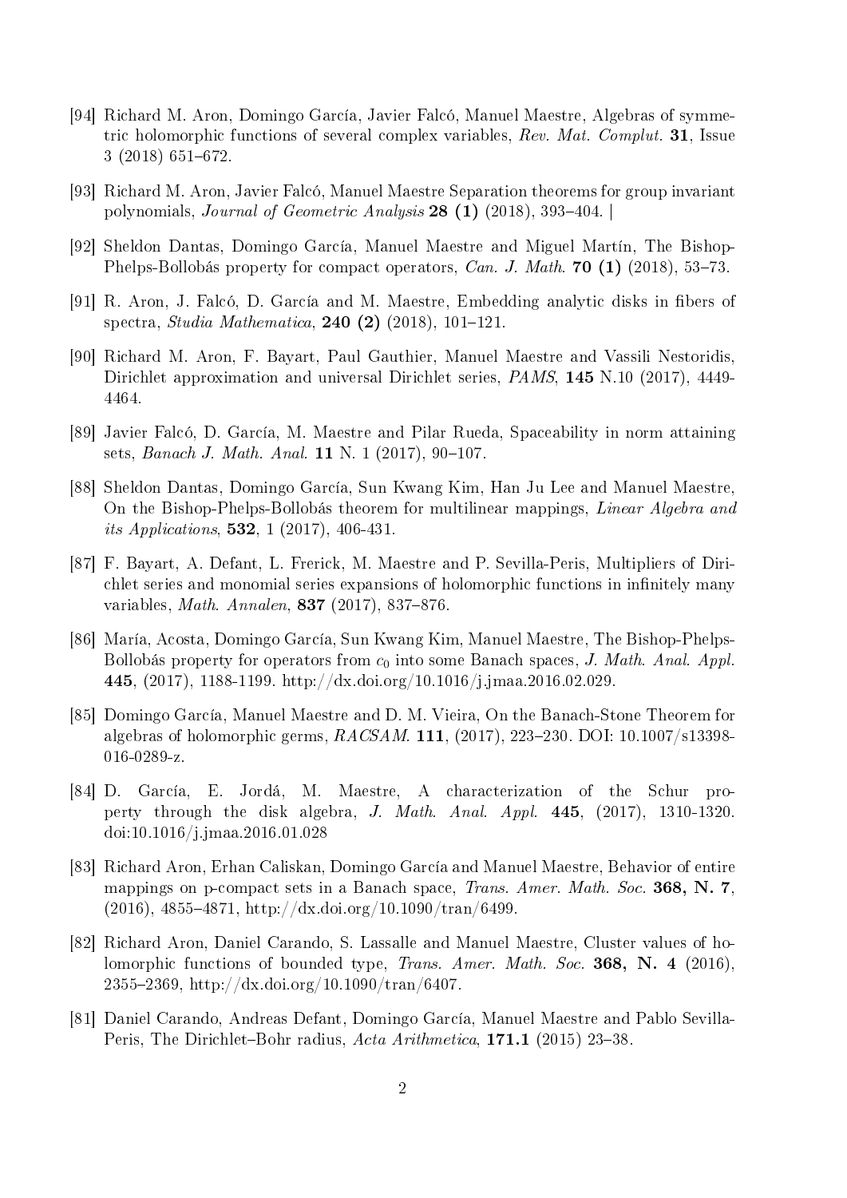[94] Richard M. Aron, Domingo García, Javier Falcó, Manuel Maestre, Algebras of symmetric holomorphic functions of several complex variables, *Rev. Mat. Complut.* **31**, Issue 3 (2018) 651–672.

[93] Richard M. Aron, Javier Falcó, Manuel Maestre Separation theorems for group invariant polynomials, *Journal of Geometric Analysis* **28 (1)** (2018), 393–404. |

[92] Sheldon Dantas, Domingo García, Manuel Maestre and Miguel Martín, The Bishop-Phelps-Bollobás property for compact operators, *Can. J. Math.* **70 (1)** (2018), 53–73.

[91] R. Aron, J. Falcó, D. García and M. Maestre, Embedding analytic disks in fibers of spectra, *Studia Mathematica*, **240 (2)** (2018), 101–121.

[90] Richard M. Aron, F. Bayart, Paul Gauthier, Manuel Maestre and Vassili Nestoridis, Dirichlet approximation and universal Dirichlet series, *PAMS*, **145** N.10 (2017), 4449-4464.

[89] Javier Falcó, D. García, M. Maestre and Pilar Rueda, Spaceability in norm attaining sets, *Banach J. Math. Anal.* **11** N. 1 (2017), 90–107.

[88] Sheldon Dantas, Domingo García, Sun Kwang Kim, Han Ju Lee and Manuel Maestre, On the Bishop-Phelps-Bollobás theorem for multilinear mappings, *Linear Algebra and its Applications*, **532**, 1 (2017), 406-431.

[87] F. Bayart, A. Defant, L. Frerick, M. Maestre and P. Sevilla-Peris, Multipliers of Dirichlet series and monomial series expansions of holomorphic functions in infinitely many variables, *Math. Annalen*, **837** (2017), 837–876.

[86] María, Acosta, Domingo García, Sun Kwang Kim, Manuel Maestre, The Bishop-Phelps-Bollobás property for operators from $c_0$ into some Banach spaces, *J. Math. Anal. Appl.* **445**, (2017), 1188-1199. http://dx.doi.org/10.1016/j.jmaa.2016.02.029.

[85] Domingo García, Manuel Maestre and D. M. Vieira, On the Banach-Stone Theorem for algebras of holomorphic germs, *RACSAM.* **111**, (2017), 223–230. DOI: 10.1007/s13398-016-0289-z.

[84] D. García, E. Jordá, M. Maestre, A characterization of the Schur property through the disk algebra, *J. Math. Anal. Appl.* **445**, (2017), 1310-1320. doi:10.1016/j.jmaa.2016.01.028

[83] Richard Aron, Erhan Caliskan, Domingo García and Manuel Maestre, Behavior of entire mappings on p-compact sets in a Banach space, *Trans. Amer. Math. Soc.* **368, N. 7**, (2016), 4855–4871, http://dx.doi.org/10.1090/tran/6499.

[82] Richard Aron, Daniel Carando, S. Lassalle and Manuel Maestre, Cluster values of holomorphic functions of bounded type, *Trans. Amer. Math. Soc.* **368, N. 4** (2016), 2355–2369, http://dx.doi.org/10.1090/tran/6407.

[81] Daniel Carando, Andreas Defant, Domingo García, Manuel Maestre and Pablo Sevilla-Peris, The Dirichlet–Bohr radius, *Acta Arithmetica*, **171.1** (2015) 23–38.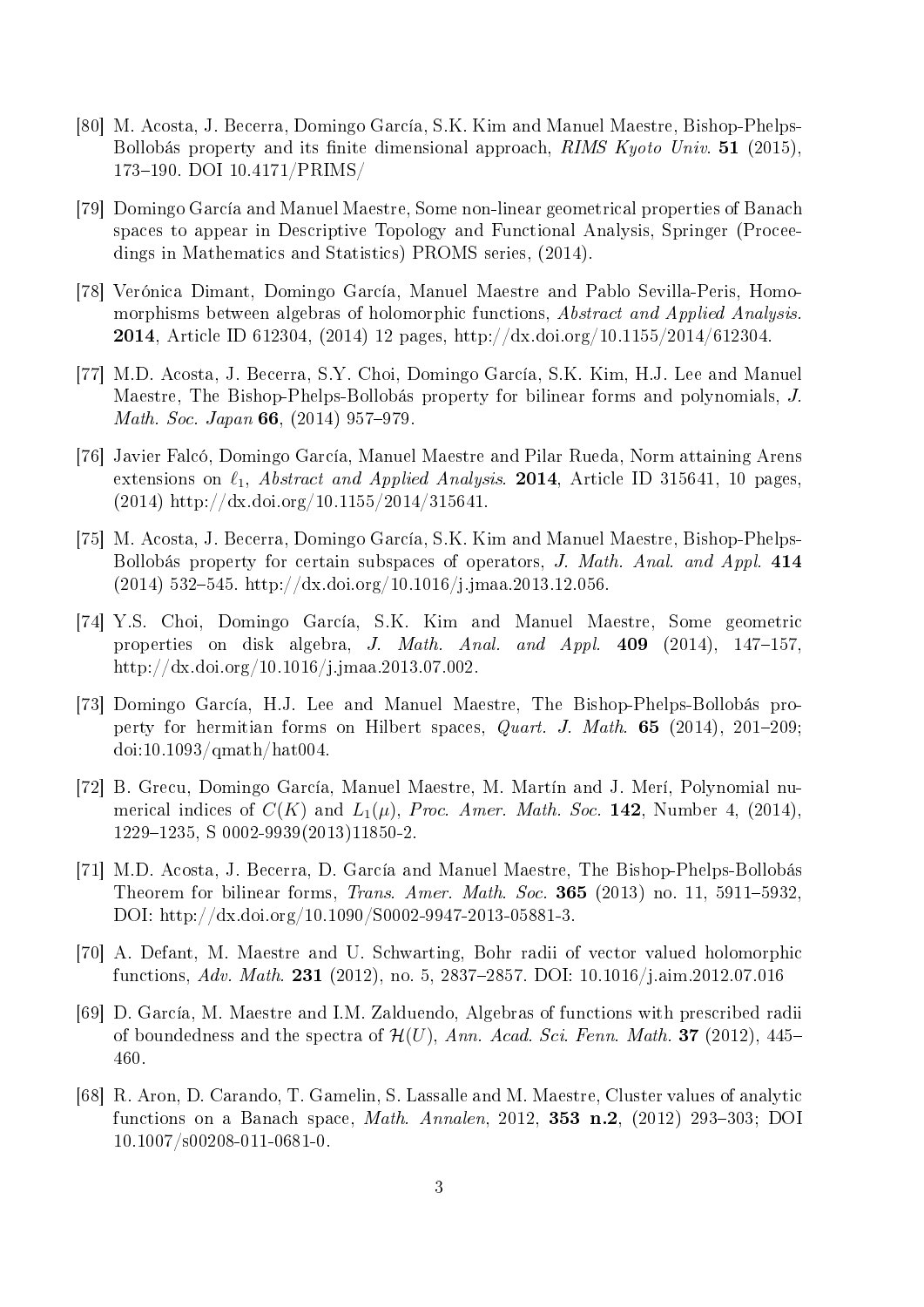[80] M. Acosta, J. Becerra, Domingo García, S.K. Kim and Manuel Maestre, Bishop-Phelps-Bollobás property and its finite dimensional approach, *RIMS Kyoto Univ.* **51** (2015), 173–190. DOI 10.4171/PRIMS/

[79] Domingo García and Manuel Maestre, Some non-linear geometrical properties of Banach spaces to appear in Descriptive Topology and Functional Analysis, Springer (Proceedings in Mathematics and Statistics) PROMS series, (2014).

[78] Verónica Dimant, Domingo García, Manuel Maestre and Pablo Sevilla-Peris, Homomorphisms between algebras of holomorphic functions, *Abstract and Applied Analysis.* **2014**, Article ID 612304, (2014) 12 pages, http://dx.doi.org/10.1155/2014/612304.

[77] M.D. Acosta, J. Becerra, S.Y. Choi, Domingo García, S.K. Kim, H.J. Lee and Manuel Maestre, The Bishop-Phelps-Bollobás property for bilinear forms and polynomials, *J. Math. Soc. Japan* **66**, (2014) 957–979.

[76] Javier Falcó, Domingo García, Manuel Maestre and Pilar Rueda, Norm attaining Arens extensions on $\ell_1$, *Abstract and Applied Analysis*. **2014**, Article ID 315641, 10 pages, (2014) http://dx.doi.org/10.1155/2014/315641.

[75] M. Acosta, J. Becerra, Domingo García, S.K. Kim and Manuel Maestre, Bishop-Phelps-Bollobás property for certain subspaces of operators, *J. Math. Anal. and Appl.* **414** (2014) 532–545. http://dx.doi.org/10.1016/j.jmaa.2013.12.056.

[74] Y.S. Choi, Domingo García, S.K. Kim and Manuel Maestre, Some geometric properties on disk algebra, *J. Math. Anal. and Appl.* **409** (2014), 147–157, http://dx.doi.org/10.1016/j.jmaa.2013.07.002.

[73] Domingo García, H.J. Lee and Manuel Maestre, The Bishop-Phelps-Bollobás property for hermitian forms on Hilbert spaces, *Quart. J. Math.* **65** (2014), 201–209; doi:10.1093/qmath/hat004.

[72] B. Grecu, Domingo García, Manuel Maestre, M. Martín and J. Merí, Polynomial numerical indices of $C(K)$ and $L_1(\mu)$, *Proc. Amer. Math. Soc.* **142**, Number 4, (2014), 1229–1235, S 0002-9939(2013)11850-2.

[71] M.D. Acosta, J. Becerra, D. García and Manuel Maestre, The Bishop-Phelps-Bollobás Theorem for bilinear forms, *Trans. Amer. Math. Soc.* **365** (2013) no. 11, 5911–5932, DOI: http://dx.doi.org/10.1090/S0002-9947-2013-05881-3.

[70] A. Defant, M. Maestre and U. Schwarting, Bohr radii of vector valued holomorphic functions, *Adv. Math.* **231** (2012), no. 5, 2837–2857. DOI: 10.1016/j.aim.2012.07.016

[69] D. García, M. Maestre and I.M. Zalduendo, Algebras of functions with prescribed radii of boundedness and the spectra of $\mathcal{H}(U)$, *Ann. Acad. Sci. Fenn. Math.* **37** (2012), 445–460.

[68] R. Aron, D. Carando, T. Gamelin, S. Lassalle and M. Maestre, Cluster values of analytic functions on a Banach space, *Math. Annalen*, 2012, **353 n.2**, (2012) 293–303; DOI 10.1007/s00208-011-0681-0.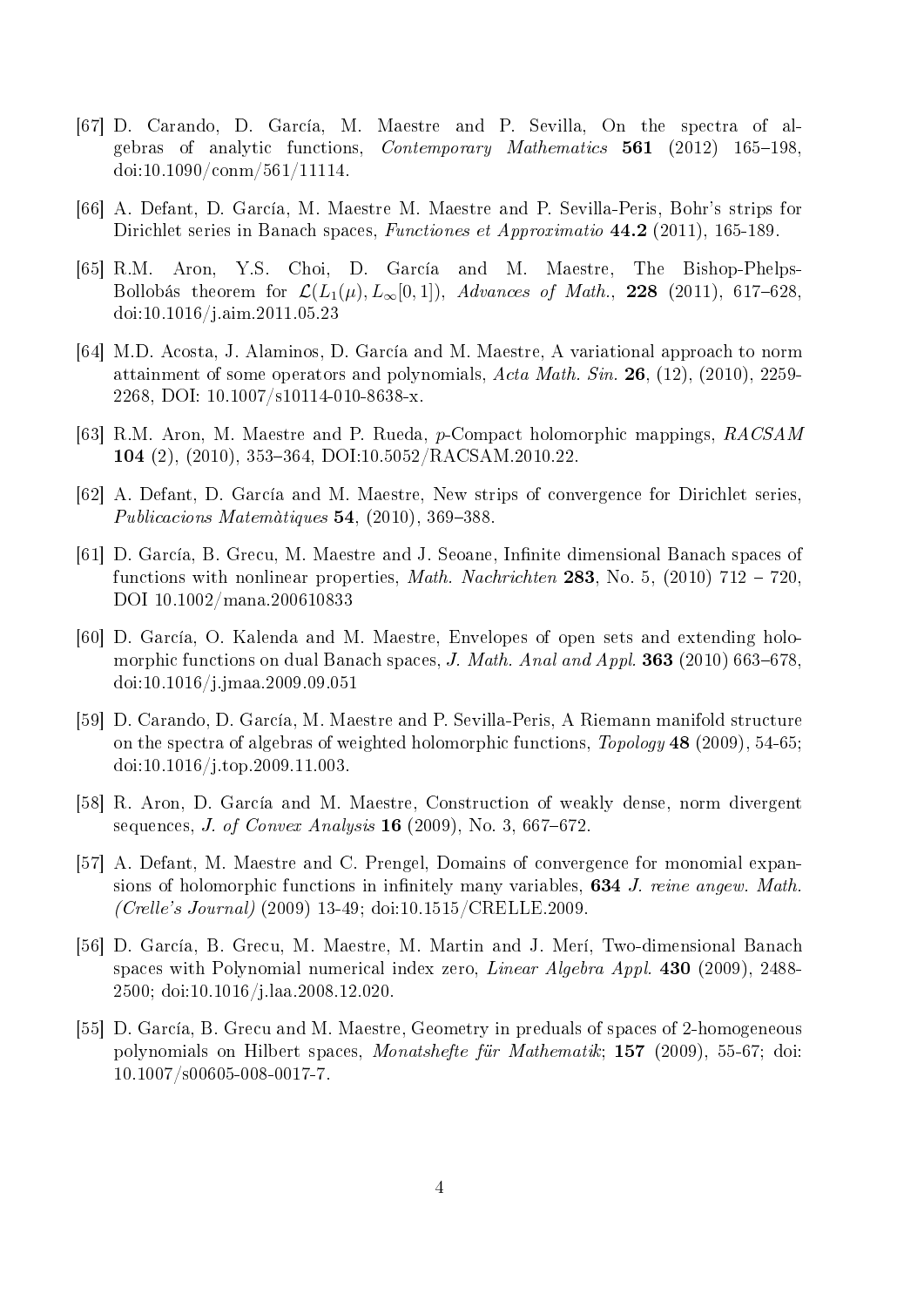[67] D. Carando, D. García, M. Maestre and P. Sevilla, On the spectra of algebras of analytic functions, *Contemporary Mathematics* **561** (2012) 165–198, doi:10.1090/conm/561/11114.

[66] A. Defant, D. García, M. Maestre M. Maestre and P. Sevilla-Peris, Bohr's strips for Dirichlet series in Banach spaces, *Functiones et Approximatio* **44.2** (2011), 165-189.

[65] R.M. Aron, Y.S. Choi, D. García and M. Maestre, The Bishop-Phelps-Bollobás theorem for $\mathcal{L}(L_1(\mu), L_\infty[0,1])$, *Advances of Math.*, **228** (2011), 617–628, doi:10.1016/j.aim.2011.05.23

[64] M.D. Acosta, J. Alaminos, D. García and M. Maestre, A variational approach to norm attainment of some operators and polynomials, *Acta Math. Sin.* **26**, (12), (2010), 2259-2268, DOI: 10.1007/s10114-010-8638-x.

[63] R.M. Aron, M. Maestre and P. Rueda, $p$-Compact holomorphic mappings, *RACSAM* **104** (2), (2010), 353–364, DOI:10.5052/RACSAM.2010.22.

[62] A. Defant, D. García and M. Maestre, New strips of convergence for Dirichlet series, *Publicacions Matemàtiques* **54**, (2010), 369–388.

[61] D. García, B. Grecu, M. Maestre and J. Seoane, Infinite dimensional Banach spaces of functions with nonlinear properties, *Math. Nachrichten* **283**, No. 5, (2010) 712 – 720, DOI 10.1002/mana.200610833

[60] D. García, O. Kalenda and M. Maestre, Envelopes of open sets and extending holomorphic functions on dual Banach spaces, *J. Math. Anal and Appl.* **363** (2010) 663–678, doi:10.1016/j.jmaa.2009.09.051

[59] D. Carando, D. García, M. Maestre and P. Sevilla-Peris, A Riemann manifold structure on the spectra of algebras of weighted holomorphic functions, *Topology* **48** (2009), 54-65; doi:10.1016/j.top.2009.11.003.

[58] R. Aron, D. García and M. Maestre, Construction of weakly dense, norm divergent sequences, *J. of Convex Analysis* **16** (2009), No. 3, 667–672.

[57] A. Defant, M. Maestre and C. Prengel, Domains of convergence for monomial expansions of holomorphic functions in infinitely many variables, **634** *J. reine angew. Math. (Crelle's Journal)* (2009) 13-49; doi:10.1515/CRELLE.2009.

[56] D. García, B. Grecu, M. Maestre, M. Martin and J. Merí, Two-dimensional Banach spaces with Polynomial numerical index zero, *Linear Algebra Appl.* **430** (2009), 2488-2500; doi:10.1016/j.laa.2008.12.020.

[55] D. García, B. Grecu and M. Maestre, Geometry in preduals of spaces of 2-homogeneous polynomials on Hilbert spaces, *Monatshefte für Mathematik*; **157** (2009), 55-67; doi: 10.1007/s00605-008-0017-7.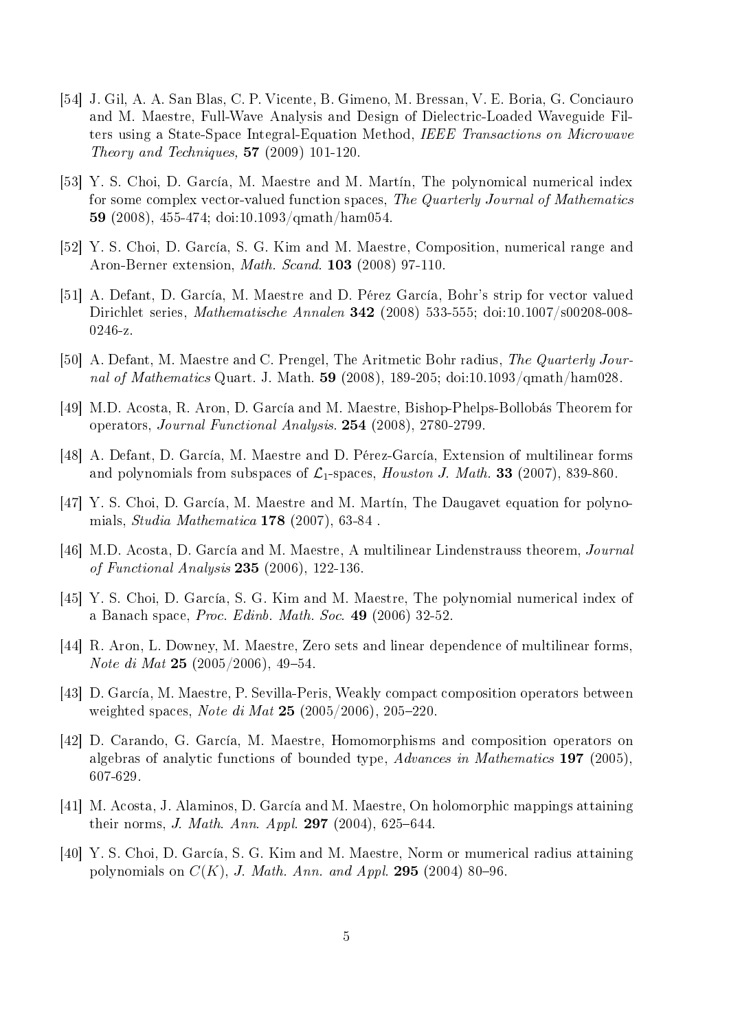[54] J. Gil, A. A. San Blas, C. P. Vicente, B. Gimeno, M. Bressan, V. E. Boria, G. Conciauro and M. Maestre, Full-Wave Analysis and Design of Dielectric-Loaded Waveguide Filters using a State-Space Integral-Equation Method, *IEEE Transactions on Microwave Theory and Techniques,* **57** (2009) 101-120.

[53] Y. S. Choi, D. García, M. Maestre and M. Martín, The polynomical numerical index for some complex vector-valued function spaces, *The Quarterly Journal of Mathematics* **59** (2008), 455-474; doi:10.1093/qmath/ham054.

[52] Y. S. Choi, D. García, S. G. Kim and M. Maestre, Composition, numerical range and Aron-Berner extension, *Math. Scand.* **103** (2008) 97-110.

[51] A. Defant, D. García, M. Maestre and D. Pérez García, Bohr's strip for vector valued Dirichlet series, *Mathematische Annalen* **342** (2008) 533-555; doi:10.1007/s00208-008-0246-z.

[50] A. Defant, M. Maestre and C. Prengel, The Aritmetic Bohr radius, *The Quarterly Journal of Mathematics* Quart. J. Math. **59** (2008), 189-205; doi:10.1093/qmath/ham028.

[49] M.D. Acosta, R. Aron, D. García and M. Maestre, Bishop-Phelps-Bollobás Theorem for operators, *Journal Functional Analysis.* **254** (2008), 2780-2799.

[48] A. Defant, D. García, M. Maestre and D. Pérez-García, Extension of multilinear forms and polynomials from subspaces of $\mathcal{L}_1$-spaces, *Houston J. Math.* **33** (2007), 839-860.

[47] Y. S. Choi, D. García, M. Maestre and M. Martín, The Daugavet equation for polynomials, *Studia Mathematica* **178** (2007), 63-84 .

[46] M.D. Acosta, D. García and M. Maestre, A multilinear Lindenstrauss theorem, *Journal of Functional Analysis* **235** (2006), 122-136.

[45] Y. S. Choi, D. García, S. G. Kim and M. Maestre, The polynomial numerical index of a Banach space, *Proc. Edinb. Math. Soc.* **49** (2006) 32-52.

[44] R. Aron, L. Downey, M. Maestre, Zero sets and linear dependence of multilinear forms, *Note di Mat* **25** (2005/2006), 49–54.

[43] D. García, M. Maestre, P. Sevilla-Peris, Weakly compact composition operators between weighted spaces, *Note di Mat* **25** (2005/2006), 205–220.

[42] D. Carando, G. García, M. Maestre, Homomorphisms and composition operators on algebras of analytic functions of bounded type, *Advances in Mathematics* **197** (2005), 607-629.

[41] M. Acosta, J. Alaminos, D. García and M. Maestre, On holomorphic mappings attaining their norms, *J. Math. Ann. Appl.* **297** (2004), 625–644.

[40] Y. S. Choi, D. García, S. G. Kim and M. Maestre, Norm or mumerical radius attaining polynomials on $C(K)$, *J. Math. Ann. and Appl.* **295** (2004) 80–96.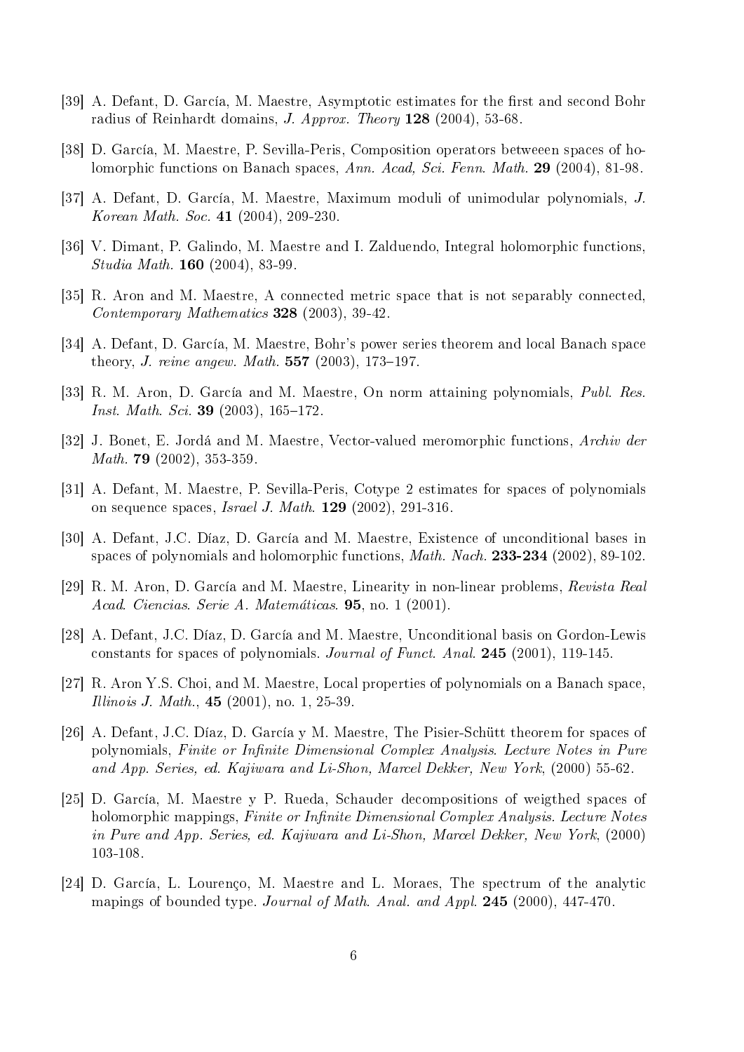[39] A. Defant, D. García, M. Maestre, Asymptotic estimates for the first and second Bohr radius of Reinhardt domains, *J. Approx. Theory* **128** (2004), 53-68.

[38] D. García, M. Maestre, P. Sevilla-Peris, Composition operators betweeen spaces of holomorphic functions on Banach spaces, *Ann. Acad, Sci. Fenn. Math.* **29** (2004), 81-98.

[37] A. Defant, D. García, M. Maestre, Maximum moduli of unimodular polynomials, *J. Korean Math. Soc.* **41** (2004), 209-230.

[36] V. Dimant, P. Galindo, M. Maestre and I. Zalduendo, Integral holomorphic functions, *Studia Math.* **160** (2004), 83-99.

[35] R. Aron and M. Maestre, A connected metric space that is not separably connected, *Contemporary Mathematics* **328** (2003), 39-42.

[34] A. Defant, D. García, M. Maestre, Bohr's power series theorem and local Banach space theory, *J. reine angew. Math.* **557** (2003), 173–197.

[33] R. M. Aron, D. García and M. Maestre, On norm attaining polynomials, *Publ. Res. Inst. Math. Sci.* **39** (2003), 165–172.

[32] J. Bonet, E. Jordá and M. Maestre, Vector-valued meromorphic functions, *Archiv der Math.* **79** (2002), 353-359.

[31] A. Defant, M. Maestre, P. Sevilla-Peris, Cotype 2 estimates for spaces of polynomials on sequence spaces, *Israel J. Math.* **129** (2002), 291-316.

[30] A. Defant, J.C. Díaz, D. García and M. Maestre, Existence of unconditional bases in spaces of polynomials and holomorphic functions, *Math. Nach.* **233-234** (2002), 89-102.

[29] R. M. Aron, D. García and M. Maestre, Linearity in non-linear problems, *Revista Real Acad. Ciencias. Serie A. Matemáticas.* **95**, no. 1 (2001).

[28] A. Defant, J.C. Díaz, D. García and M. Maestre, Unconditional basis on Gordon-Lewis constants for spaces of polynomials. *Journal of Funct. Anal.* **245** (2001), 119-145.

[27] R. Aron Y.S. Choi, and M. Maestre, Local properties of polynomials on a Banach space, *Illinois J. Math.*, **45** (2001), no. 1, 25-39.

[26] A. Defant, J.C. Díaz, D. García y M. Maestre, The Pisier-Schütt theorem for spaces of polynomials, *Finite or Infinite Dimensional Complex Analysis. Lecture Notes in Pure and App. Series, ed. Kajiwara and Li-Shon, Marcel Dekker, New York*, (2000) 55-62.

[25] D. García, M. Maestre y P. Rueda, Schauder decompositions of weigthed spaces of holomorphic mappings, *Finite or Infinite Dimensional Complex Analysis. Lecture Notes in Pure and App. Series, ed. Kajiwara and Li-Shon, Marcel Dekker, New York*, (2000) 103-108.

[24] D. García, L. Lourenço, M. Maestre and L. Moraes, The spectrum of the analytic mapings of bounded type. *Journal of Math. Anal. and Appl.* **245** (2000), 447-470.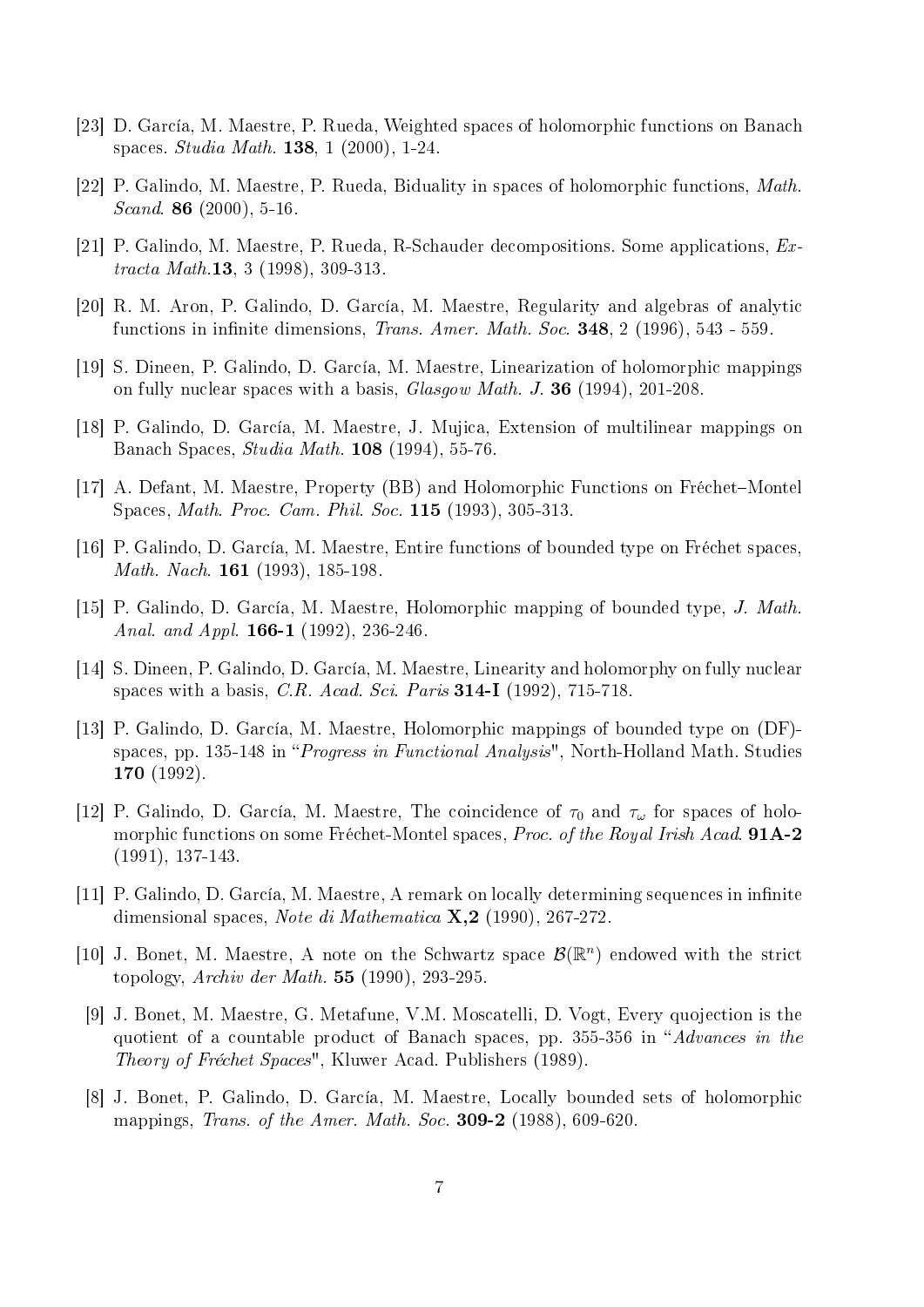[23] D. García, M. Maestre, P. Rueda, Weighted spaces of holomorphic functions on Banach spaces. *Studia Math.* **138**, 1 (2000), 1-24.

[22] P. Galindo, M. Maestre, P. Rueda, Biduality in spaces of holomorphic functions, *Math. Scand.* **86** (2000), 5-16.

[21] P. Galindo, M. Maestre, P. Rueda, R-Schauder decompositions. Some applications, *Extracta Math.***13**, 3 (1998), 309-313.

[20] R. M. Aron, P. Galindo, D. García, M. Maestre, Regularity and algebras of analytic functions in infinite dimensions, *Trans. Amer. Math. Soc.* **348**, 2 (1996), 543 - 559.

[19] S. Dineen, P. Galindo, D. García, M. Maestre, Linearization of holomorphic mappings on fully nuclear spaces with a basis, *Glasgow Math. J.* **36** (1994), 201-208.

[18] P. Galindo, D. García, M. Maestre, J. Mujica, Extension of multilinear mappings on Banach Spaces, *Studia Math.* **108** (1994), 55-76.

[17] A. Defant, M. Maestre, Property (BB) and Holomorphic Functions on Fréchet–Montel Spaces, *Math. Proc. Cam. Phil. Soc.* **115** (1993), 305-313.

[16] P. Galindo, D. García, M. Maestre, Entire functions of bounded type on Fréchet spaces, *Math. Nach.* **161** (1993), 185-198.

[15] P. Galindo, D. García, M. Maestre, Holomorphic mapping of bounded type, *J. Math. Anal. and Appl.* **166-1** (1992), 236-246.

[14] S. Dineen, P. Galindo, D. García, M. Maestre, Linearity and holomorphy on fully nuclear spaces with a basis, *C.R. Acad. Sci. Paris* **314-I** (1992), 715-718.

[13] P. Galindo, D. García, M. Maestre, Holomorphic mappings of bounded type on (DF)-spaces, pp. 135-148 in "*Progress in Functional Analysis*", North-Holland Math. Studies **170** (1992).

[12] P. Galindo, D. García, M. Maestre, The coincidence of $\tau_0$ and $\tau_\omega$ for spaces of holomorphic functions on some Fréchet-Montel spaces, *Proc. of the Royal Irish Acad.* **91A-2** (1991), 137-143.

[11] P. Galindo, D. García, M. Maestre, A remark on locally determining sequences in infinite dimensional spaces, *Note di Mathematica* **X,2** (1990), 267-272.

[10] J. Bonet, M. Maestre, A note on the Schwartz space $\mathcal{B}(\mathbb{R}^n)$ endowed with the strict topology, *Archiv der Math.* **55** (1990), 293-295.

[9] J. Bonet, M. Maestre, G. Metafune, V.M. Moscatelli, D. Vogt, Every quojection is the quotient of a countable product of Banach spaces, pp. 355-356 in "*Advances in the Theory of Fréchet Spaces*", Kluwer Acad. Publishers (1989).

[8] J. Bonet, P. Galindo, D. García, M. Maestre, Locally bounded sets of holomorphic mappings, *Trans. of the Amer. Math. Soc.* **309-2** (1988), 609-620.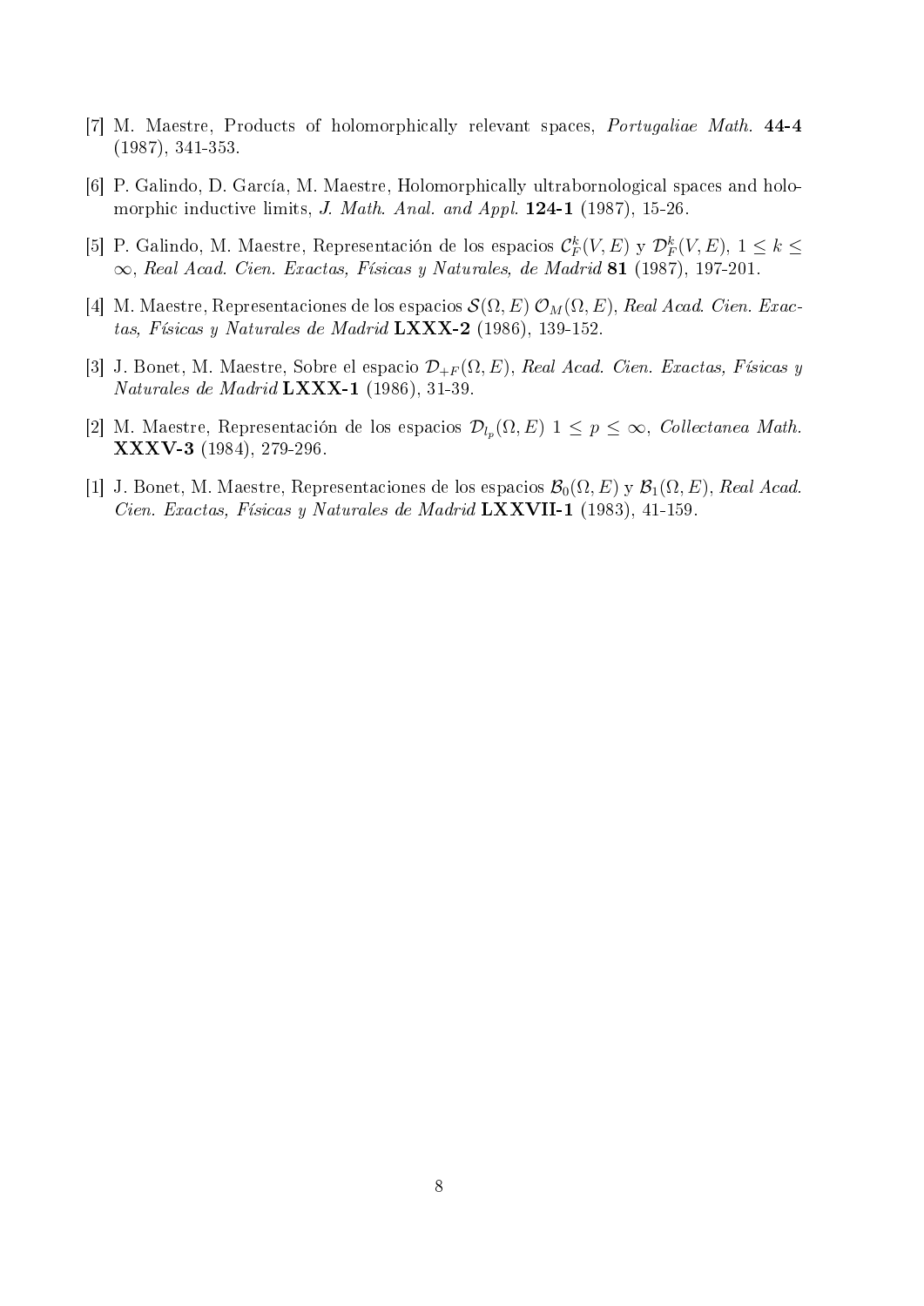[7] M. Maestre, Products of holomorphically relevant spaces, *Portugaliae Math.* **44-4** (1987), 341-353.

[6] P. Galindo, D. García, M. Maestre, Holomorphically ultrabornological spaces and holomorphic inductive limits, *J. Math. Anal. and Appl.* **124-1** (1987), 15-26.

[5] P. Galindo, M. Maestre, Representación de los espacios $\mathcal{C}_F^k(V, E)$ y $\mathcal{D}_F^k(V, E)$, $1 \leq k \leq \infty$, *Real Acad. Cien. Exactas, Físicas y Naturales, de Madrid* **81** (1987), 197-201.

[4] M. Maestre, Representaciones de los espacios $\mathcal{S}(\Omega, E)$ $\mathcal{O}_M(\Omega, E)$, *Real Acad. Cien. Exactas, Físicas y Naturales de Madrid* **LXXX-2** (1986), 139-152.

[3] J. Bonet, M. Maestre, Sobre el espacio $\mathcal{D}_{+F}(\Omega, E)$, *Real Acad. Cien. Exactas, Físicas y Naturales de Madrid* **LXXX-1** (1986), 31-39.

[2] M. Maestre, Representación de los espacios $\mathcal{D}_{l_p}(\Omega, E)$ $1 \leq p \leq \infty$, *Collectanea Math.* **XXXV-3** (1984), 279-296.

[1] J. Bonet, M. Maestre, Representaciones de los espacios $\mathcal{B}_0(\Omega, E)$ y $\mathcal{B}_1(\Omega, E)$, *Real Acad. Cien. Exactas, Físicas y Naturales de Madrid* **LXXVII-1** (1983), 41-159.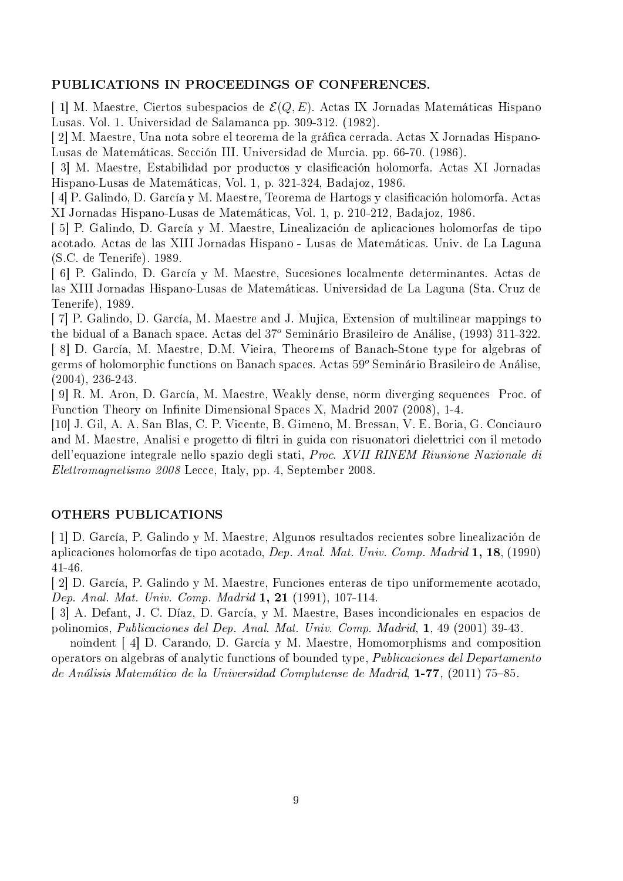### PUBLICATIONS IN PROCEEDINGS OF CONFERENCES.

[ 1] M. Maestre, Ciertos subespacios de $\mathcal{E}(Q, E)$. Actas IX Jornadas Matemáticas Hispano Lusas. Vol. 1. Universidad de Salamanca pp. 309-312. (1982).

[ 2] M. Maestre, Una nota sobre el teorema de la gráfica cerrada. Actas X Jornadas Hispano-Lusas de Matemáticas. Sección III. Universidad de Murcia. pp. 66-70. (1986).

[ 3] M. Maestre, Estabilidad por productos y clasificación holomorfa. Actas XI Jornadas Hispano-Lusas de Matemáticas, Vol. 1, p. 321-324, Badajoz, 1986.

[ 4] P. Galindo, D. García y M. Maestre, Teorema de Hartogs y clasificación holomorfa. Actas XI Jornadas Hispano-Lusas de Matemáticas, Vol. 1, p. 210-212, Badajoz, 1986.

[ 5] P. Galindo, D. García y M. Maestre, Linealización de aplicaciones holomorfas de tipo acotado. Actas de las XIII Jornadas Hispano - Lusas de Matemáticas. Univ. de La Laguna (S.C. de Tenerife). 1989.

[ 6] P. Galindo, D. García y M. Maestre, Sucesiones localmente determinantes. Actas de las XIII Jornadas Hispano-Lusas de Matemáticas. Universidad de La Laguna (Sta. Cruz de Tenerife), 1989.

[ 7] P. Galindo, D. García, M. Maestre and J. Mujica, Extension of multilinear mappings to the bidual of a Banach space. Actas del 37º Seminário Brasileiro de Análise, (1993) 311-322.

[ 8] D. García, M. Maestre, D.M. Vieira, Theorems of Banach-Stone type for algebras of germs of holomorphic functions on Banach spaces. Actas 59º Seminário Brasileiro de Análise, (2004), 236-243.

[ 9] R. M. Aron, D. García, M. Maestre, Weakly dense, norm diverging sequences Proc. of Function Theory on Infinite Dimensional Spaces X, Madrid 2007 (2008), 1-4.

[10] J. Gil, A. A. San Blas, C. P. Vicente, B. Gimeno, M. Bressan, V. E. Boria, G. Conciauro and M. Maestre, Analisi e progetto di filtri in guida con risuonatori dielettrici con il metodo dell'equazione integrale nello spazio degli stati, *Proc. XVII RINEM Riunione Nazionale di Elettromagnetismo 2008* Lecce, Italy, pp. 4, September 2008.

### OTHERS PUBLICATIONS

[ 1] D. García, P. Galindo y M. Maestre, Algunos resultados recientes sobre linealización de aplicaciones holomorfas de tipo acotado, *Dep. Anal. Mat. Univ. Comp. Madrid* **1, 18**, (1990) 41-46.

[ 2] D. García, P. Galindo y M. Maestre, Funciones enteras de tipo uniformemente acotado, *Dep. Anal. Mat. Univ. Comp. Madrid* **1, 21** (1991), 107-114.

[ 3] A. Defant, J. C. Díaz, D. García, y M. Maestre, Bases incondicionales en espacios de polinomios, *Publicaciones del Dep. Anal. Mat. Univ. Comp. Madrid*, **1**, 49 (2001) 39-43.

noindent [ 4] D. Carando, D. García y M. Maestre, Homomorphisms and composition operators on algebras of analytic functions of bounded type, *Publicaciones del Departamento de Análisis Matemático de la Universidad Complutense de Madrid*, **1-77**, (2011) 75–85.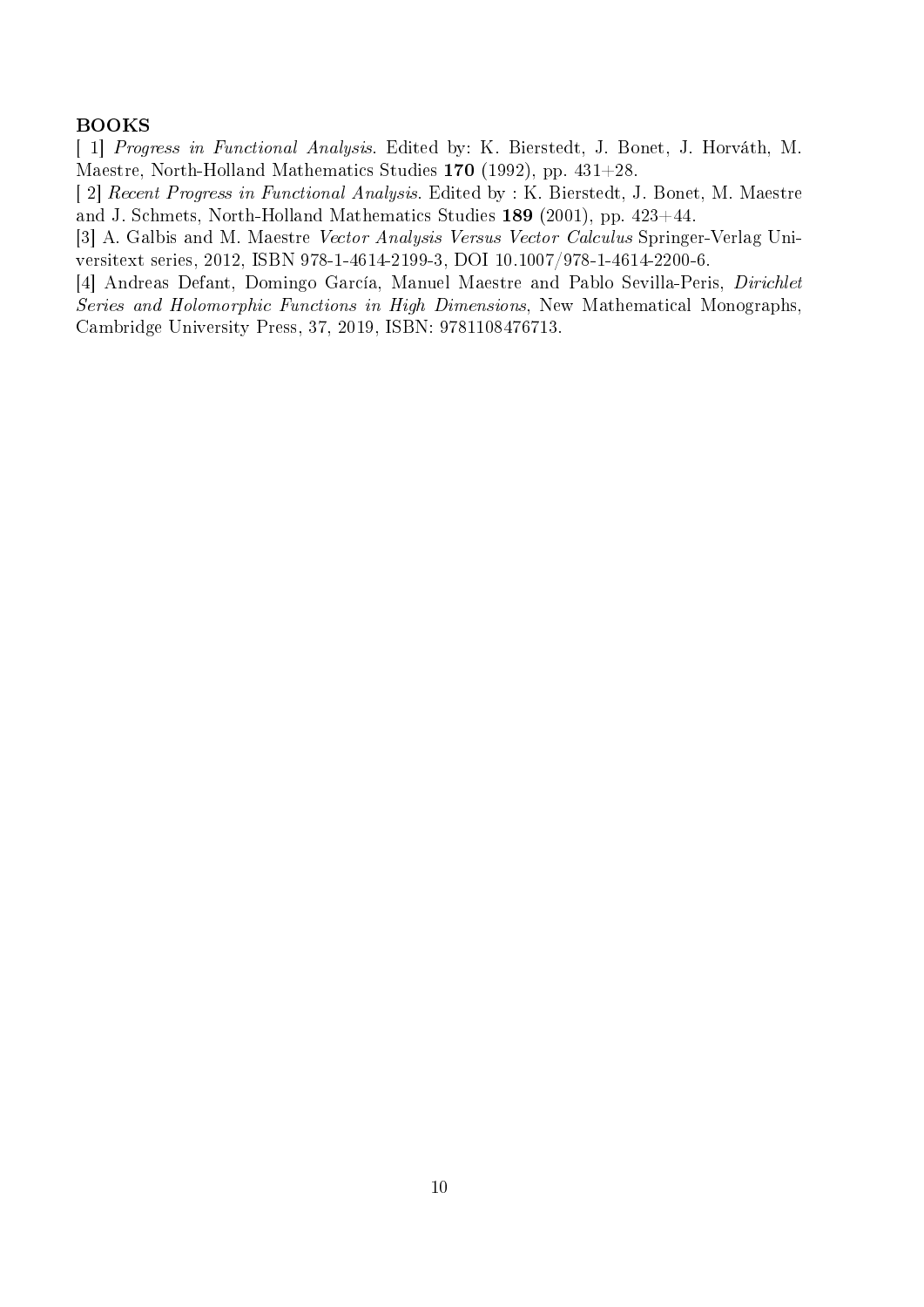## BOOKS

[ 1] *Progress in Functional Analysis*. Edited by: K. Bierstedt, J. Bonet, J. Horváth, M. Maestre, North-Holland Mathematics Studies **170** (1992), pp. 431+28.

[ 2] *Recent Progress in Functional Analysis*. Edited by : K. Bierstedt, J. Bonet, M. Maestre and J. Schmets, North-Holland Mathematics Studies **189** (2001), pp. 423+44.

[3] A. Galbis and M. Maestre *Vector Analysis Versus Vector Calculus* Springer-Verlag Universitext series, 2012, ISBN 978-1-4614-2199-3, DOI 10.1007/978-1-4614-2200-6.

[4] Andreas Defant, Domingo García, Manuel Maestre and Pablo Sevilla-Peris, *Dirichlet Series and Holomorphic Functions in High Dimensions*, New Mathematical Monographs, Cambridge University Press, 37, 2019, ISBN: 9781108476713.